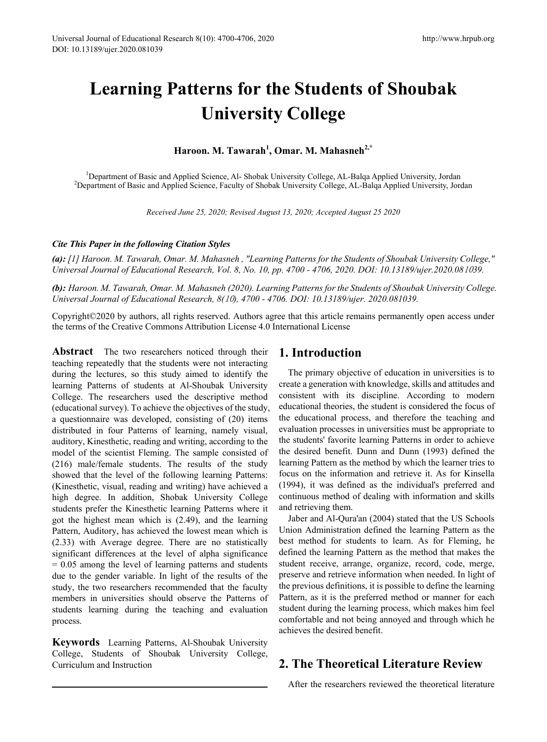# Learning Patterns for the Students of Shoubak University College

**Haroon. M. Tawarah[1], Omar. M. Mahasneh[2,*]**

[1]Department of Basic and Applied Science, Al- Shobak University College, AL-Balqa Applied University, Jordan
[2]Department of Basic and Applied Science, Faculty of Shobak University College, AL-Balqa Applied University, Jordan

*Received June 25, 2020; Revised August 13, 2020; Accepted August 25 2020*

***Cite This Paper in the following Citation Styles***

***(a):*** *[1] Haroon. M. Tawarah, Omar. M. Mahasneh , "Learning Patterns for the Students of Shoubak University College," Universal Journal of Educational Research, Vol. 8, No. 10, pp. 4700 - 4706, 2020. DOI: 10.13189/ujer.2020.081039.*

***(b):*** *Haroon. M. Tawarah, Omar. M. Mahasneh (2020). Learning Patterns for the Students of Shoubak University College. Universal Journal of Educational Research, 8(10), 4700 - 4706. DOI: 10.13189/ujer. 2020.081039.*

Copyright©2020 by authors, all rights reserved. Authors agree that this article remains permanently open access under the terms of the Creative Commons Attribution License 4.0 International License

**Abstract** The two researchers noticed through their teaching repeatedly that the students were not interacting during the lectures, so this study aimed to identify the learning Patterns of students at Al-Shoubak University College. The researchers used the descriptive method (educational survey). To achieve the objectives of the study, a questionnaire was developed, consisting of (20) items distributed in four Patterns of learning, namely visual, auditory, Kinesthetic, reading and writing, according to the model of the scientist Fleming. The sample consisted of (216) male/female students. The results of the study showed that the level of the following learning Patterns: (Kinesthetic, visual, reading and writing) have achieved a high degree. In addition, Shobak University College students prefer the Kinesthetic learning Patterns where it got the highest mean which is (2.49), and the learning Pattern, Auditory, has achieved the lowest mean which is (2.33) with Average degree. There are no statistically significant differences at the level of alpha significance = 0.05 among the level of learning patterns and students due to the gender variable. In light of the results of the study, the two researchers recommended that the faculty members in universities should observe the Patterns of students learning during the teaching and evaluation process.

**Keywords** Learning Patterns, Al-Shoubak University College, Students of Shoubak University College, Curriculum and Instruction

## 1. Introduction

The primary objective of education in universities is to create a generation with knowledge, skills and attitudes and consistent with its discipline. According to modern educational theories, the student is considered the focus of the educational process, and therefore the teaching and evaluation processes in universities must be appropriate to the students' favorite learning Patterns in order to achieve the desired benefit. Dunn and Dunn (1993) defined the learning Pattern as the method by which the learner tries to focus on the information and retrieve it. As for Kinsella (1994), it was defined as the individual's preferred and continuous method of dealing with information and skills and retrieving them.

Jaber and Al-Qura'an (2004) stated that the US Schools Union Administration defined the learning Pattern as the best method for students to learn. As for Fleming, he defined the learning Pattern as the method that makes the student receive, arrange, organize, record, code, merge, preserve and retrieve information when needed. In light of the previous definitions, it is possible to define the learning Pattern, as it is the preferred method or manner for each student during the learning process, which makes him feel comfortable and not being annoyed and through which he achieves the desired benefit.

## 2. The Theoretical Literature Review

After the researchers reviewed the theoretical literature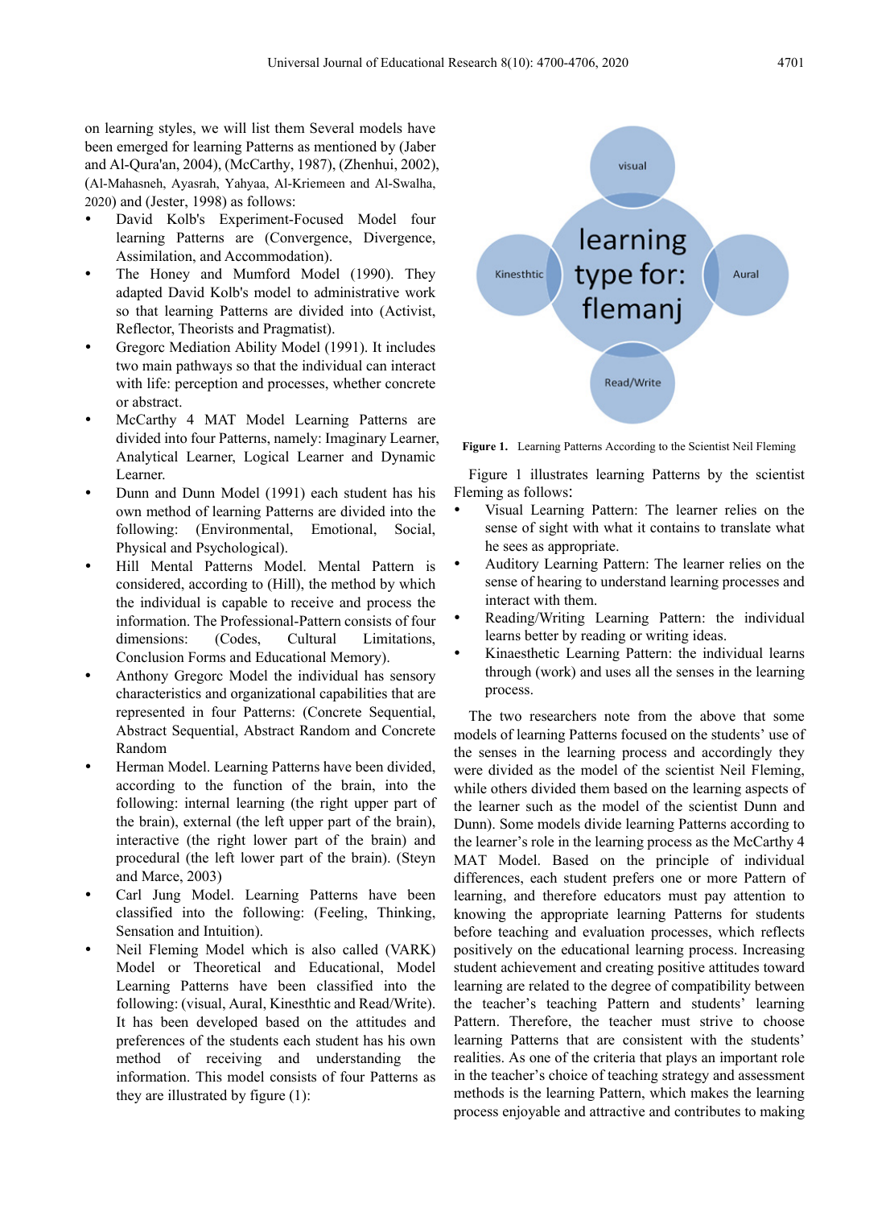on learning styles, we will list them Several models have been emerged for learning Patterns as mentioned by (Jaber and Al-Qura'an, 2004), (McCarthy, 1987), (Zhenhui, 2002), (Al-Mahasneh, Ayasrah, Yahyaa, Al-Kriemeen and Al-Swalha, 2020) and (Jester, 1998) as follows:

- David Kolb's Experiment-Focused Model four learning Patterns are (Convergence, Divergence, Assimilation, and Accommodation).
- The Honey and Mumford Model (1990). They adapted David Kolb's model to administrative work so that learning Patterns are divided into (Activist, Reflector, Theorists and Pragmatist).
- Gregorc Mediation Ability Model (1991). It includes two main pathways so that the individual can interact with life: perception and processes, whether concrete or abstract.
- McCarthy 4 MAT Model Learning Patterns are divided into four Patterns, namely: Imaginary Learner, Analytical Learner, Logical Learner and Dynamic Learner.
- Dunn and Dunn Model (1991) each student has his own method of learning Patterns are divided into the following: (Environmental, Emotional, Social, Physical and Psychological).
- Hill Mental Patterns Model. Mental Pattern is considered, according to (Hill), the method by which the individual is capable to receive and process the information. The Professional-Pattern consists of four dimensions: (Codes, Cultural Limitations, Conclusion Forms and Educational Memory).
- Anthony Gregorc Model the individual has sensory characteristics and organizational capabilities that are represented in four Patterns: (Concrete Sequential, Abstract Sequential, Abstract Random and Concrete Random
- Herman Model. Learning Patterns have been divided, according to the function of the brain, into the following: internal learning (the right upper part of the brain), external (the left upper part of the brain), interactive (the right lower part of the brain) and procedural (the left lower part of the brain). (Steyn and Marce, 2003)
- Carl Jung Model. Learning Patterns have been classified into the following: (Feeling, Thinking, Sensation and Intuition).
- Neil Fleming Model which is also called (VARK) Model or Theoretical and Educational, Model Learning Patterns have been classified into the following: (visual, Aural, Kinesthtic and Read/Write). It has been developed based on the attitudes and preferences of the students each student has his own method of receiving and understanding the information. This model consists of four Patterns as they are illustrated by figure (1):

visual

learning type for: flemanj

Kinesthtic

Aural

Read/Write

**Figure 1.** Learning Patterns According to the Scientist Neil Fleming

Figure 1 illustrates learning Patterns by the scientist Fleming as follows:

- Visual Learning Pattern: The learner relies on the sense of sight with what it contains to translate what he sees as appropriate.
- Auditory Learning Pattern: The learner relies on the sense of hearing to understand learning processes and interact with them.
- Reading/Writing Learning Pattern: the individual learns better by reading or writing ideas.
- Kinaesthetic Learning Pattern: the individual learns through (work) and uses all the senses in the learning process.

The two researchers note from the above that some models of learning Patterns focused on the students' use of the senses in the learning process and accordingly they were divided as the model of the scientist Neil Fleming, while others divided them based on the learning aspects of the learner such as the model of the scientist Dunn and Dunn). Some models divide learning Patterns according to the learner's role in the learning process as the McCarthy 4 MAT Model. Based on the principle of individual differences, each student prefers one or more Pattern of learning, and therefore educators must pay attention to knowing the appropriate learning Patterns for students before teaching and evaluation processes, which reflects positively on the educational learning process. Increasing student achievement and creating positive attitudes toward learning are related to the degree of compatibility between the teacher's teaching Pattern and students' learning Pattern. Therefore, the teacher must strive to choose learning Patterns that are consistent with the students' realities. As one of the criteria that plays an important role in the teacher's choice of teaching strategy and assessment methods is the learning Pattern, which makes the learning process enjoyable and attractive and contributes to making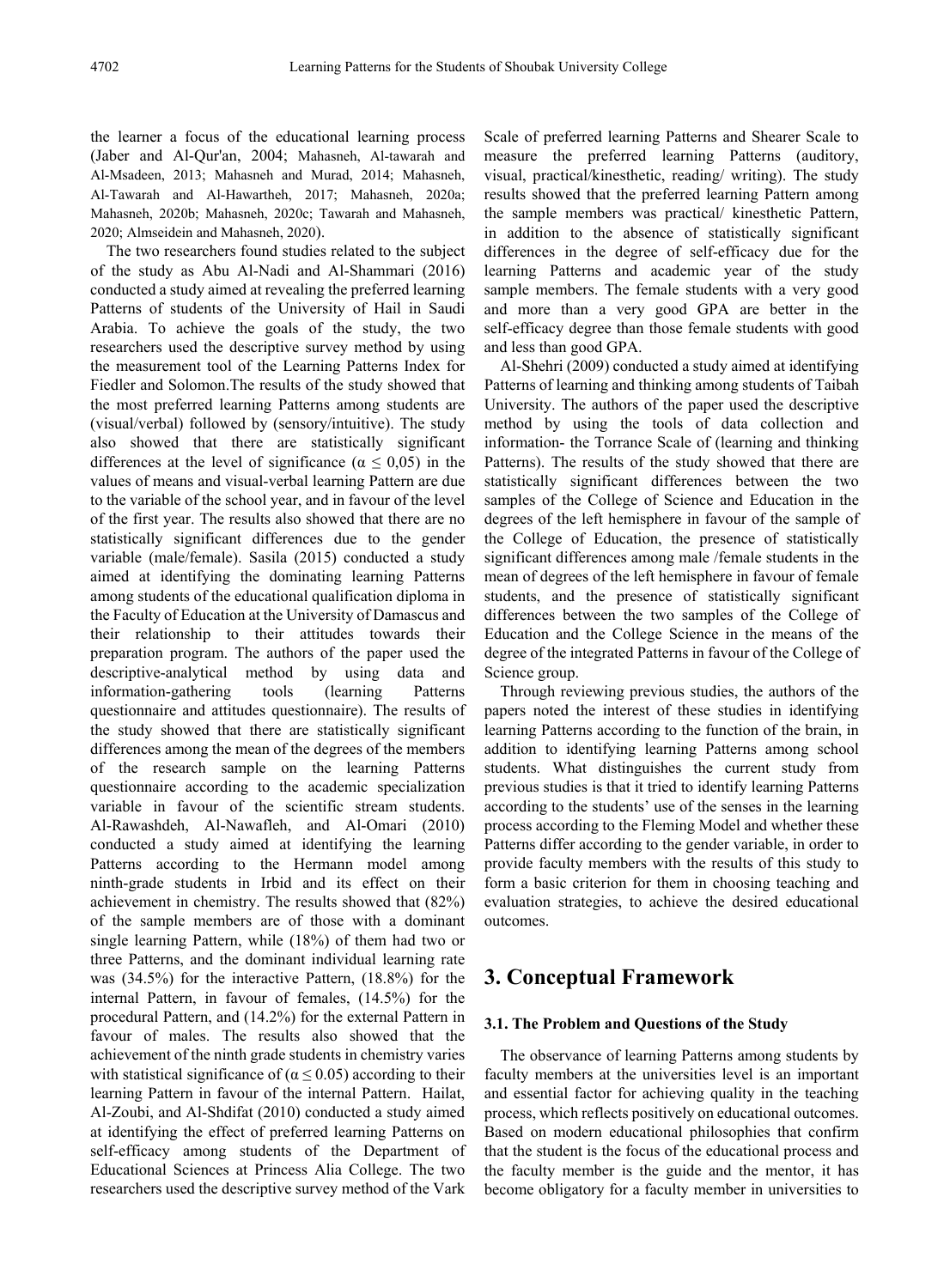the learner a focus of the educational learning process (Jaber and Al-Qur'an, 2004; Mahasneh, Al-tawarah and Al-Msadeen, 2013; Mahasneh and Murad, 2014; Mahasneh, Al-Tawarah and Al-Hawartheh, 2017; Mahasneh, 2020a; Mahasneh, 2020b; Mahasneh, 2020c; Tawarah and Mahasneh, 2020; Almseidein and Mahasneh, 2020).

The two researchers found studies related to the subject of the study as Abu Al-Nadi and Al-Shammari (2016) conducted a study aimed at revealing the preferred learning Patterns of students of the University of Hail in Saudi Arabia. To achieve the goals of the study, the two researchers used the descriptive survey method by using the measurement tool of the Learning Patterns Index for Fiedler and Solomon.The results of the study showed that the most preferred learning Patterns among students are (visual/verbal) followed by (sensory/intuitive). The study also showed that there are statistically significant differences at the level of significance ($\alpha \leq 0,05$) in the values of means and visual-verbal learning Pattern are due to the variable of the school year, and in favour of the level of the first year. The results also showed that there are no statistically significant differences due to the gender variable (male/female). Sasila (2015) conducted a study aimed at identifying the dominating learning Patterns among students of the educational qualification diploma in the Faculty of Education at the University of Damascus and their relationship to their attitudes towards their preparation program. The authors of the paper used the descriptive-analytical method by using data and information-gathering tools (learning Patterns questionnaire and attitudes questionnaire). The results of the study showed that there are statistically significant differences among the mean of the degrees of the members of the research sample on the learning Patterns questionnaire according to the academic specialization variable in favour of the scientific stream students. Al-Rawashdeh, Al-Nawafleh, and Al-Omari (2010) conducted a study aimed at identifying the learning Patterns according to the Hermann model among ninth-grade students in Irbid and its effect on their achievement in chemistry. The results showed that (82%) of the sample members are of those with a dominant single learning Pattern, while (18%) of them had two or three Patterns, and the dominant individual learning rate was (34.5%) for the interactive Pattern, (18.8%) for the internal Pattern, in favour of females, (14.5%) for the procedural Pattern, and (14.2%) for the external Pattern in favour of males. The results also showed that the achievement of the ninth grade students in chemistry varies with statistical significance of ($\alpha \leq 0.05$) according to their learning Pattern in favour of the internal Pattern. Hailat, Al-Zoubi, and Al-Shdifat (2010) conducted a study aimed at identifying the effect of preferred learning Patterns on self-efficacy among students of the Department of Educational Sciences at Princess Alia College. The two researchers used the descriptive survey method of the Vark Scale of preferred learning Patterns and Shearer Scale to measure the preferred learning Patterns (auditory, visual, practical/kinesthetic, reading/ writing). The study results showed that the preferred learning Pattern among the sample members was practical/ kinesthetic Pattern, in addition to the absence of statistically significant differences in the degree of self-efficacy due for the learning Patterns and academic year of the study sample members. The female students with a very good and more than a very good GPA are better in the self-efficacy degree than those female students with good and less than good GPA.

Al-Shehri (2009) conducted a study aimed at identifying Patterns of learning and thinking among students of Taibah University. The authors of the paper used the descriptive method by using the tools of data collection and information- the Torrance Scale of (learning and thinking Patterns). The results of the study showed that there are statistically significant differences between the two samples of the College of Science and Education in the degrees of the left hemisphere in favour of the sample of the College of Education, the presence of statistically significant differences among male /female students in the mean of degrees of the left hemisphere in favour of female students, and the presence of statistically significant differences between the two samples of the College of Education and the College Science in the means of the degree of the integrated Patterns in favour of the College of Science group.

Through reviewing previous studies, the authors of the papers noted the interest of these studies in identifying learning Patterns according to the function of the brain, in addition to identifying learning Patterns among school students. What distinguishes the current study from previous studies is that it tried to identify learning Patterns according to the students' use of the senses in the learning process according to the Fleming Model and whether these Patterns differ according to the gender variable, in order to provide faculty members with the results of this study to form a basic criterion for them in choosing teaching and evaluation strategies, to achieve the desired educational outcomes.

# 3. Conceptual Framework

### 3.1. The Problem and Questions of the Study

The observance of learning Patterns among students by faculty members at the universities level is an important and essential factor for achieving quality in the teaching process, which reflects positively on educational outcomes. Based on modern educational philosophies that confirm that the student is the focus of the educational process and the faculty member is the guide and the mentor, it has become obligatory for a faculty member in universities to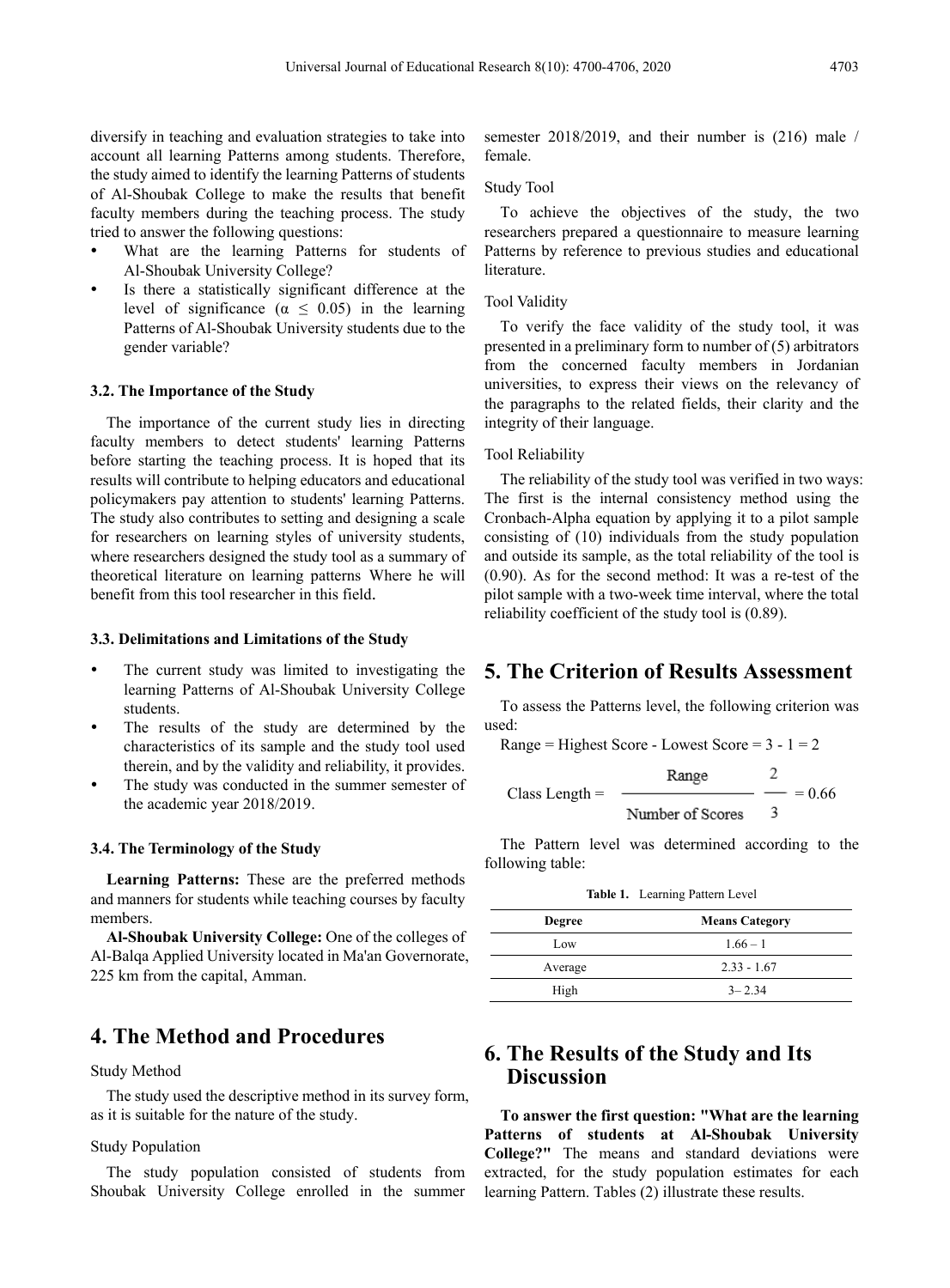diversify in teaching and evaluation strategies to take into account all learning Patterns among students. Therefore, the study aimed to identify the learning Patterns of students of Al-Shoubak College to make the results that benefit faculty members during the teaching process. The study tried to answer the following questions:

- What are the learning Patterns for students of Al-Shoubak University College?
- Is there a statistically significant difference at the level of significance ($\alpha \leq 0.05$) in the learning Patterns of Al-Shoubak University students due to the gender variable?

### 3.2. The Importance of the Study

The importance of the current study lies in directing faculty members to detect students' learning Patterns before starting the teaching process. It is hoped that its results will contribute to helping educators and educational policymakers pay attention to students' learning Patterns. The study also contributes to setting and designing a scale for researchers on learning styles of university students, where researchers designed the study tool as a summary of theoretical literature on learning patterns Where he will benefit from this tool researcher in this field.

### 3.3. Delimitations and Limitations of the Study

- The current study was limited to investigating the learning Patterns of Al-Shoubak University College students.
- The results of the study are determined by the characteristics of its sample and the study tool used therein, and by the validity and reliability, it provides.
- The study was conducted in the summer semester of the academic year 2018/2019.

### 3.4. The Terminology of the Study

**Learning Patterns:** These are the preferred methods and manners for students while teaching courses by faculty members.

**Al-Shoubak University College:** One of the colleges of Al-Balqa Applied University located in Ma'an Governorate, 225 km from the capital, Amman.

## 4. The Method and Procedures

Study Method

The study used the descriptive method in its survey form, as it is suitable for the nature of the study.

Study Population

The study population consisted of students from Shoubak University College enrolled in the summer semester 2018/2019, and their number is (216) male / female.

Study Tool

To achieve the objectives of the study, the two researchers prepared a questionnaire to measure learning Patterns by reference to previous studies and educational literature.

Tool Validity

To verify the face validity of the study tool, it was presented in a preliminary form to number of (5) arbitrators from the concerned faculty members in Jordanian universities, to express their views on the relevancy of the paragraphs to the related fields, their clarity and the integrity of their language.

Tool Reliability

The reliability of the study tool was verified in two ways: The first is the internal consistency method using the Cronbach-Alpha equation by applying it to a pilot sample consisting of (10) individuals from the study population and outside its sample, as the total reliability of the tool is (0.90). As for the second method: It was a re-test of the pilot sample with a two-week time interval, where the total reliability coefficient of the study tool is (0.89).

## 5. The Criterion of Results Assessment

To assess the Patterns level, the following criterion was used:

Range = Highest Score - Lowest Score = 3 - 1 = 2

$$\text{Class Length} = \frac{\text{Range}}{\text{Number of Scores}} \quad \frac{2}{3} = 0.66$$

The Pattern level was determined according to the following table:

**Table 1.** Learning Pattern Level

| Degree | Means Category |
|---|---|
| Low | 1.66 – 1 |
| Average | 2.33 - 1.67 |
| High | 3– 2.34 |

## 6. The Results of the Study and Its Discussion

**To answer the first question: "What are the learning Patterns of students at Al-Shoubak University College?"** The means and standard deviations were extracted, for the study population estimates for each learning Pattern. Tables (2) illustrate these results.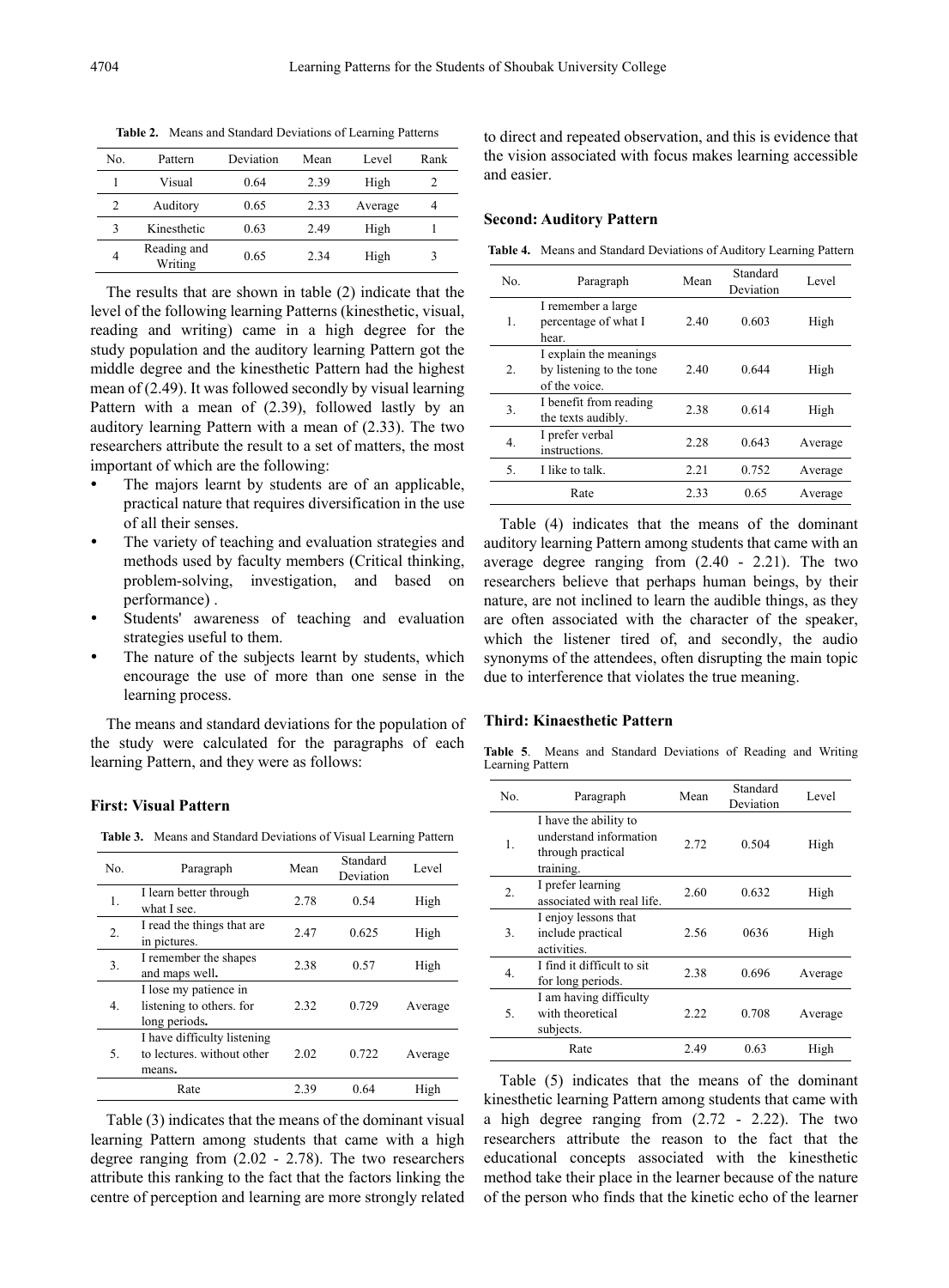**Table 2.** Means and Standard Deviations of Learning Patterns

| No. | Pattern | Deviation | Mean | Level | Rank |
|---|---|---|---|---|---|
| 1 | Visual | 0.64 | 2.39 | High | 2 |
| 2 | Auditory | 0.65 | 2.33 | Average | 4 |
| 3 | Kinesthetic | 0.63 | 2.49 | High | 1 |
| 4 | Reading and Writing | 0.65 | 2.34 | High | 3 |

The results that are shown in table (2) indicate that the level of the following learning Patterns (kinesthetic, visual, reading and writing) came in a high degree for the study population and the auditory learning Pattern got the middle degree and the kinesthetic Pattern had the highest mean of (2.49). It was followed secondly by visual learning Pattern with a mean of (2.39), followed lastly by an auditory learning Pattern with a mean of (2.33). The two researchers attribute the result to a set of matters, the most important of which are the following:

- The majors learnt by students are of an applicable, practical nature that requires diversification in the use of all their senses.
- The variety of teaching and evaluation strategies and methods used by faculty members (Critical thinking, problem-solving, investigation, and based on performance) .
- Students' awareness of teaching and evaluation strategies useful to them.
- The nature of the subjects learnt by students, which encourage the use of more than one sense in the learning process.

The means and standard deviations for the population of the study were calculated for the paragraphs of each learning Pattern, and they were as follows:

### First: Visual Pattern

**Table 3.** Means and Standard Deviations of Visual Learning Pattern

| No. | Paragraph | Mean | Standard Deviation | Level |
|---|---|---|---|---|
| 1. | I learn better through what I see. | 2.78 | 0.54 | High |
| 2. | I read the things that are in pictures. | 2.47 | 0.625 | High |
| 3. | I remember the shapes and maps well**.** | 2.38 | 0.57 | High |
| 4. | I lose my patience in listening to others. for long periods**.** | 2.32 | 0.729 | Average |
| 5. | I have difficulty listening to lectures. without other means**.** | 2.02 | 0.722 | Average |
| | Rate | 2.39 | 0.64 | High |

Table (3) indicates that the means of the dominant visual learning Pattern among students that came with a high degree ranging from (2.02 - 2.78). The two researchers attribute this ranking to the fact that the factors linking the centre of perception and learning are more strongly related to direct and repeated observation, and this is evidence that the vision associated with focus makes learning accessible and easier.

### Second: Auditory Pattern

**Table 4.** Means and Standard Deviations of Auditory Learning Pattern

| No. | Paragraph | Mean | Standard Deviation | Level |
|---|---|---|---|---|
| 1. | I remember a large percentage of what I hear. | 2.40 | 0.603 | High |
| 2. | I explain the meanings by listening to the tone of the voice. | 2.40 | 0.644 | High |
| 3. | I benefit from reading the texts audibly. | 2.38 | 0.614 | High |
| 4. | I prefer verbal instructions. | 2.28 | 0.643 | Average |
| 5. | I like to talk. | 2.21 | 0.752 | Average |
| | Rate | 2.33 | 0.65 | Average |

Table (4) indicates that the means of the dominant auditory learning Pattern among students that came with an average degree ranging from (2.40 - 2.21). The two researchers believe that perhaps human beings, by their nature, are not inclined to learn the audible things, as they are often associated with the character of the speaker, which the listener tired of, and secondly, the audio synonyms of the attendees, often disrupting the main topic due to interference that violates the true meaning.

### Third: Kinaesthetic Pattern

**Table 5**. Means and Standard Deviations of Reading and Writing Learning Pattern

| No. | Paragraph | Mean | Standard Deviation | Level |
|---|---|---|---|---|
| 1. | I have the ability to understand information through practical training. | 2.72 | 0.504 | High |
| 2. | I prefer learning associated with real life. | 2.60 | 0.632 | High |
| 3. | I enjoy lessons that include practical activities. | 2.56 | 0636 | High |
| 4. | I find it difficult to sit for long periods. | 2.38 | 0.696 | Average |
| 5. | I am having difficulty with theoretical subjects. | 2.22 | 0.708 | Average |
| | Rate | 2.49 | 0.63 | High |

Table (5) indicates that the means of the dominant kinesthetic learning Pattern among students that came with a high degree ranging from (2.72 - 2.22). The two researchers attribute the reason to the fact that the educational concepts associated with the kinesthetic method take their place in the learner because of the nature of the person who finds that the kinetic echo of the learner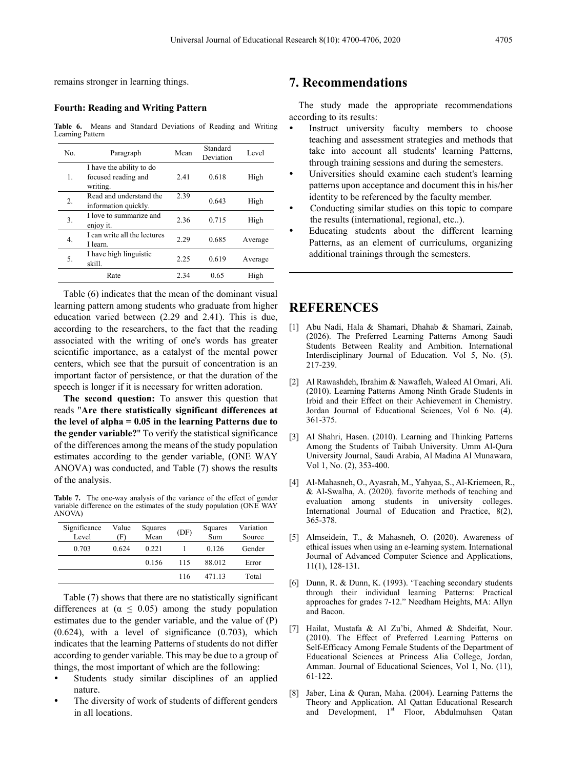remains stronger in learning things.

**Fourth: Reading and Writing Pattern**

**Table 6.** Means and Standard Deviations of Reading and Writing Learning Pattern

| No. | Paragraph | Mean | Standard Deviation | Level |
|---|---|---|---|---|
| 1. | I have the ability to do focused reading and writing. | 2.41 | 0.618 | High |
| 2. | Read and understand the information quickly. | 2.39 | 0.643 | High |
| 3. | I love to summarize and enjoy it. | 2.36 | 0.715 | High |
| 4. | I can write all the lectures I learn. | 2.29 | 0.685 | Average |
| 5. | I have high linguistic skill. | 2.25 | 0.619 | Average |
| | Rate | 2.34 | 0.65 | High |

Table (6) indicates that the mean of the dominant visual learning pattern among students who graduate from higher education varied between (2.29 and 2.41). This is due, according to the researchers, to the fact that the reading associated with the writing of one's words has greater scientific importance, as a catalyst of the mental power centers, which see that the pursuit of concentration is an important factor of persistence, or that the duration of the speech is longer if it is necessary for written adoration.

**The second question:** To answer this question that reads "**Are there statistically significant differences at the level of alpha = 0.05 in the learning Patterns due to the gender variable?**" To verify the statistical significance of the differences among the means of the study population estimates according to the gender variable, (ONE WAY ANOVA) was conducted, and Table (7) shows the results of the analysis.

**Table 7.** The one-way analysis of the variance of the effect of gender variable difference on the estimates of the study population (ONE WAY ANOVA)

| Significance Level | Value (F) | Squares Mean | (DF) | Squares Sum | Variation Source |
|---|---|---|---|---|---|
| 0.703 | 0.624 | 0.221 | 1 | 0.126 | Gender |
| | | 0.156 | 115 | 88.012 | Error |
| | | | 116 | 471.13 | Total |

Table (7) shows that there are no statistically significant differences at ($\alpha \leq 0.05$) among the study population estimates due to the gender variable, and the value of (P) (0.624), with a level of significance (0.703), which indicates that the learning Patterns of students do not differ according to gender variable. This may be due to a group of things, the most important of which are the following:

- Students study similar disciplines of an applied nature.
- The diversity of work of students of different genders in all locations.

## 7. Recommendations

The study made the appropriate recommendations according to its results:

- Instruct university faculty members to choose teaching and assessment strategies and methods that take into account all students' learning Patterns, through training sessions and during the semesters.
- Universities should examine each student's learning patterns upon acceptance and document this in his/her identity to be referenced by the faculty member.
- Conducting similar studies on this topic to compare the results (international, regional, etc..).
- Educating students about the different learning Patterns, as an element of curriculums, organizing additional trainings through the semesters.

## REFERENCES

[1] Abu Nadi, Hala & Shamari, Dhahab & Shamari, Zainab, (2026). The Preferred Learning Patterns Among Saudi Students Between Reality and Ambition. International Interdisciplinary Journal of Education. Vol 5, No. (5). 217-239.

[2] Al Rawashdeh, Ibrahim & Nawafleh, Waleed Al Omari, Ali. (2010). Learning Patterns Among Ninth Grade Students in Irbid and their Effect on their Achievement in Chemistry. Jordan Journal of Educational Sciences, Vol 6 No. (4). 361-375.

[3] Al Shahri, Hasen. (2010). Learning and Thinking Patterns Among the Students of Taibah University. Umm Al-Qura University Journal, Saudi Arabia, Al Madina Al Munawara, Vol 1, No. (2), 353-400.

[4] Al-Mahasneh, O., Ayasrah, M., Yahyaa, S., Al-Kriemeen, R., & Al-Swalha, A. (2020). favorite methods of teaching and evaluation among students in university colleges. International Journal of Education and Practice, 8(2), 365-378.

[5] Almseidein, T., & Mahasneh, O. (2020). Awareness of ethical issues when using an e-learning system. International Journal of Advanced Computer Science and Applications, 11(1), 128-131.

[6] Dunn, R. & Dunn, K. (1993). 'Teaching secondary students through their individual learning Patterns: Practical approaches for grades 7-12." Needham Heights, MA: Allyn and Bacon.

[7] Hailat, Mustafa & Al Zu'bi, Ahmed & Shdeifat, Nour. (2010). The Effect of Preferred Learning Patterns on Self-Efficacy Among Female Students of the Department of Educational Sciences at Princess Alia College, Jordan, Amman. Journal of Educational Sciences, Vol 1, No. (11), 61-122.

[8] Jaber, Lina & Quran, Maha. (2004). Learning Patterns the Theory and Application. Al Qattan Educational Research and Development, 1st Floor, Abdulmuhsen Qatan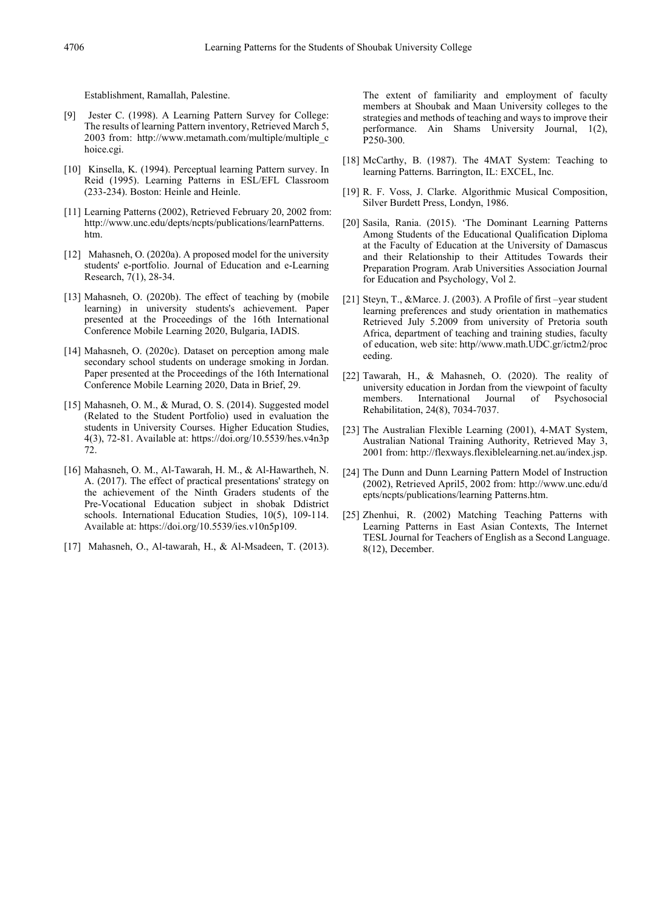Establishment, Ramallah, Palestine.

[9] Jester C. (1998). A Learning Pattern Survey for College: The results of learning Pattern inventory, Retrieved March 5, 2003 from: http://www.metamath.com/multiple/multiple_choice.cgi.

[10] Kinsella, K. (1994). Perceptual learning Pattern survey. In Reid (1995). Learning Patterns in ESL/EFL Classroom (233-234). Boston: Heinle and Heinle.

[11] Learning Patterns (2002), Retrieved February 20, 2002 from: http://www.unc.edu/depts/ncpts/publications/learnPatterns.htm.

[12] Mahasneh, O. (2020a). A proposed model for the university students' e-portfolio. Journal of Education and e-Learning Research, 7(1), 28-34.

[13] Mahasneh, O. (2020b). The effect of teaching by (mobile learning) in university students's achievement. Paper presented at the Proceedings of the 16th International Conference Mobile Learning 2020, Bulgaria, IADIS.

[14] Mahasneh, O. (2020c). Dataset on perception among male secondary school students on underage smoking in Jordan. Paper presented at the Proceedings of the 16th International Conference Mobile Learning 2020, Data in Brief, 29.

[15] Mahasneh, O. M., & Murad, O. S. (2014). Suggested model (Related to the Student Portfolio) used in evaluation the students in University Courses. Higher Education Studies, 4(3), 72-81. Available at: https://doi.org/10.5539/hes.v4n3p72.

[16] Mahasneh, O. M., Al-Tawarah, H. M., & Al-Hawartheh, N. A. (2017). The effect of practical presentations' strategy on the achievement of the Ninth Graders students of the Pre-Vocational Education subject in shobak Ddistrict schools. International Education Studies, 10(5), 109-114. Available at: https://doi.org/10.5539/ies.v10n5p109.

[17] Mahasneh, O., Al-tawarah, H., & Al-Msadeen, T. (2013). The extent of familiarity and employment of faculty members at Shoubak and Maan University colleges to the strategies and methods of teaching and ways to improve their performance. Ain Shams University Journal, 1(2), P250-300.

[18] McCarthy, B. (1987). The 4MAT System: Teaching to learning Patterns. Barrington, IL: EXCEL, Inc.

[19] R. F. Voss, J. Clarke. Algorithmic Musical Composition, Silver Burdett Press, Londyn, 1986.

[20] Sasila, Rania. (2015). 'The Dominant Learning Patterns Among Students of the Educational Qualification Diploma at the Faculty of Education at the University of Damascus and their Relationship to their Attitudes Towards their Preparation Program. Arab Universities Association Journal for Education and Psychology, Vol 2.

[21] Steyn, T., &Marce. J. (2003). A Profile of first –year student learning preferences and study orientation in mathematics Retrieved July 5.2009 from university of Pretoria south Africa, department of teaching and training studies, faculty of education, web site: http//www.math.UDC.gr/ictm2/proceeding.

[22] Tawarah, H., & Mahasneh, O. (2020). The reality of university education in Jordan from the viewpoint of faculty members. International Journal of Psychosocial Rehabilitation, 24(8), 7034-7037.

[23] The Australian Flexible Learning (2001), 4-MAT System, Australian National Training Authority, Retrieved May 3, 2001 from: http://flexways.flexiblelearning.net.au/index.jsp.

[24] The Dunn and Dunn Learning Pattern Model of Instruction (2002), Retrieved April5, 2002 from: http://www.unc.edu/depts/ncpts/publications/learning Patterns.htm.

[25] Zhenhui, R. (2002) Matching Teaching Patterns with Learning Patterns in East Asian Contexts, The Internet TESL Journal for Teachers of English as a Second Language. 8(12), December.